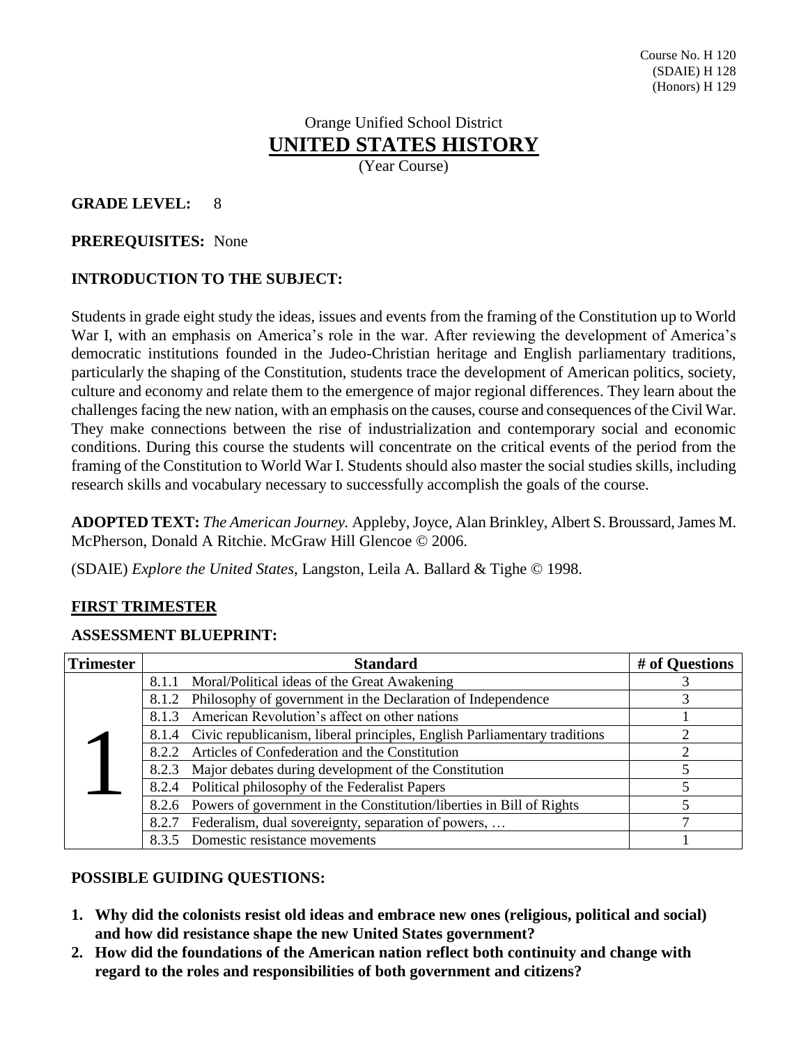Course No. H 120
(SDAIE) H 128
(Honors) H 129

# Orange Unified School District
# UNITED STATES HISTORY
(Year Course)

**GRADE LEVEL:** 8

**PREREQUISITES:** None

**INTRODUCTION TO THE SUBJECT:**

Students in grade eight study the ideas, issues and events from the framing of the Constitution up to World War I, with an emphasis on America's role in the war. After reviewing the development of America's democratic institutions founded in the Judeo-Christian heritage and English parliamentary traditions, particularly the shaping of the Constitution, students trace the development of American politics, society, culture and economy and relate them to the emergence of major regional differences. They learn about the challenges facing the new nation, with an emphasis on the causes, course and consequences of the Civil War. They make connections between the rise of industrialization and contemporary social and economic conditions. During this course the students will concentrate on the critical events of the period from the framing of the Constitution to World War I. Students should also master the social studies skills, including research skills and vocabulary necessary to successfully accomplish the goals of the course.

**ADOPTED TEXT:** *The American Journey.* Appleby, Joyce, Alan Brinkley, Albert S. Broussard, James M. McPherson, Donald A Ritchie. McGraw Hill Glencoe © 2006.

(SDAIE) *Explore the United States*, Langston, Leila A. Ballard & Tighe © 1998.

## FIRST TRIMESTER

**ASSESSMENT BLUEPRINT:**

| Trimester | Standard | # of Questions |
|---|---|---|
| 1 | 8.1.1 Moral/Political ideas of the Great Awakening | 3 |
| | 8.1.2 Philosophy of government in the Declaration of Independence | 3 |
| | 8.1.3 American Revolution's affect on other nations | 1 |
| | 8.1.4 Civic republicanism, liberal principles, English Parliamentary traditions | 2 |
| | 8.2.2 Articles of Confederation and the Constitution | 2 |
| | 8.2.3 Major debates during development of the Constitution | 5 |
| | 8.2.4 Political philosophy of the Federalist Papers | 5 |
| | 8.2.6 Powers of government in the Constitution/liberties in Bill of Rights | 5 |
| | 8.2.7 Federalism, dual sovereignty, separation of powers, … | 7 |
| | 8.3.5 Domestic resistance movements | 1 |

**POSSIBLE GUIDING QUESTIONS:**

1. **Why did the colonists resist old ideas and embrace new ones (religious, political and social) and how did resistance shape the new United States government?**
2. **How did the foundations of the American nation reflect both continuity and change with regard to the roles and responsibilities of both government and citizens?**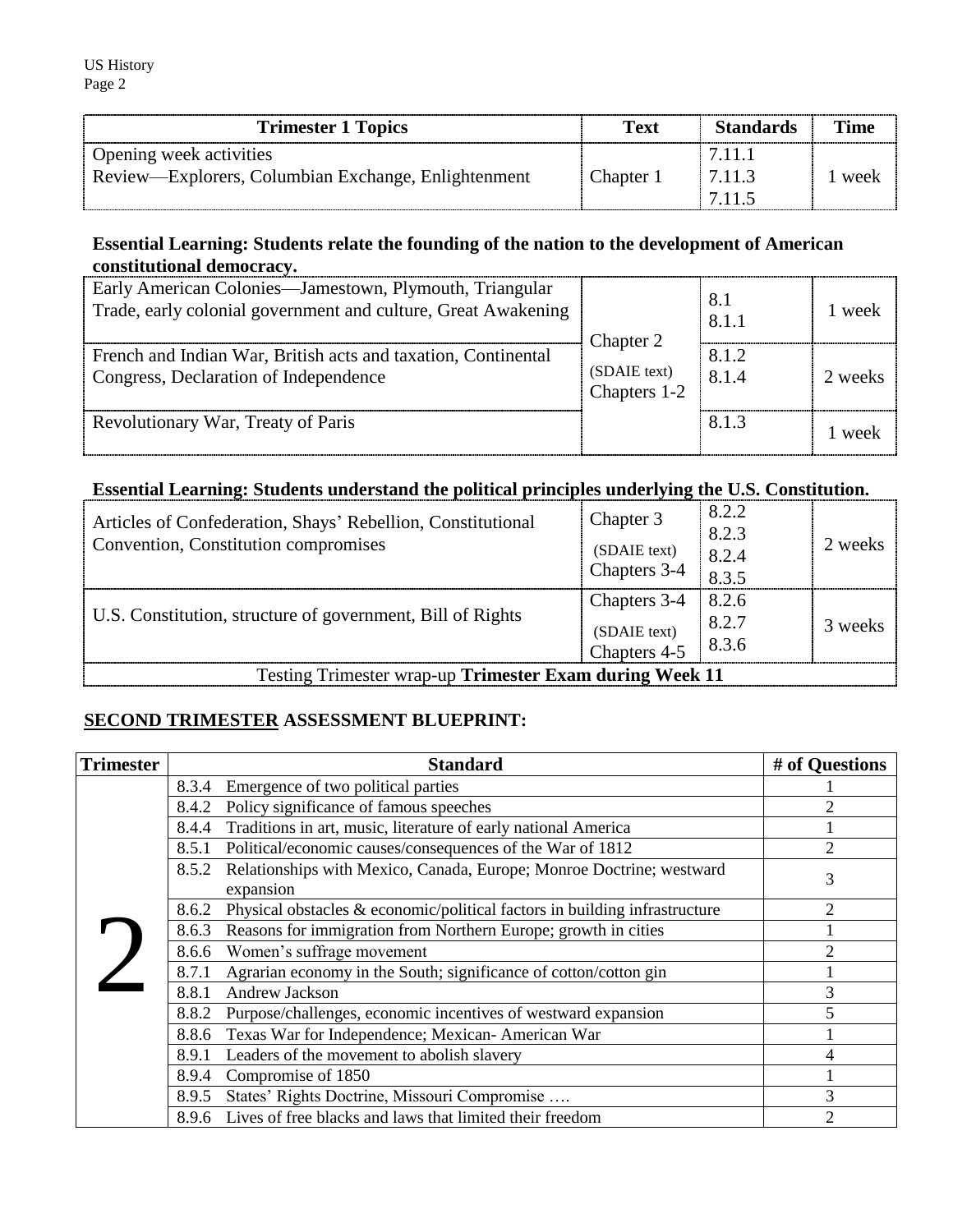| Trimester 1 Topics | Text | Standards | Time |
|---|---|---|---|
| Opening week activities<br>Review—Explorers, Columbian Exchange, Enlightenment | Chapter 1 | 7.11.1<br>7.11.3<br>7.11.5 | 1 week |

**Essential Learning: Students relate the founding of the nation to the development of American constitutional democracy.**

| Topics | Text | Standards | Time |
|---|---|---|---|
| Early American Colonies—Jamestown, Plymouth, Triangular Trade, early colonial government and culture, Great Awakening | Chapter 2<br>(SDAIE text) Chapters 1-2 | 8.1<br>8.1.1 | 1 week |
| French and Indian War, British acts and taxation, Continental Congress, Declaration of Independence | | 8.1.2<br>8.1.4 | 2 weeks |
| Revolutionary War, Treaty of Paris | | 8.1.3 | 1 week |

**Essential Learning: Students understand the political principles underlying the U.S. Constitution.**

| Topics | Text | Standards | Time |
|---|---|---|---|
| Articles of Confederation, Shays' Rebellion, Constitutional Convention, Constitution compromises | Chapter 3<br>(SDAIE text) Chapters 3-4 | 8.2.2<br>8.2.3<br>8.2.4<br>8.3.5 | 2 weeks |
| U.S. Constitution, structure of government, Bill of Rights | Chapters 3-4<br>(SDAIE text) Chapters 4-5 | 8.2.6<br>8.2.7<br>8.3.6 | 3 weeks |
| Testing Trimester wrap-up **Trimester Exam during Week 11** | | | |

## **SECOND TRIMESTER** ASSESSMENT BLUEPRINT:

| Trimester | Standard | # of Questions |
|---|---|---|
| 2 | 8.3.4 Emergence of two political parties | 1 |
| | 8.4.2 Policy significance of famous speeches | 2 |
| | 8.4.4 Traditions in art, music, literature of early national America | 1 |
| | 8.5.1 Political/economic causes/consequences of the War of 1812 | 2 |
| | 8.5.2 Relationships with Mexico, Canada, Europe; Monroe Doctrine; westward expansion | 3 |
| | 8.6.2 Physical obstacles & economic/political factors in building infrastructure | 2 |
| | 8.6.3 Reasons for immigration from Northern Europe; growth in cities | 1 |
| | 8.6.6 Women's suffrage movement | 2 |
| | 8.7.1 Agrarian economy in the South; significance of cotton/cotton gin | 1 |
| | 8.8.1 Andrew Jackson | 3 |
| | 8.8.2 Purpose/challenges, economic incentives of westward expansion | 5 |
| | 8.8.6 Texas War for Independence; Mexican- American War | 1 |
| | 8.9.1 Leaders of the movement to abolish slavery | 4 |
| | 8.9.4 Compromise of 1850 | 1 |
| | 8.9.5 States' Rights Doctrine, Missouri Compromise …. | 3 |
| | 8.9.6 Lives of free blacks and laws that limited their freedom | 2 |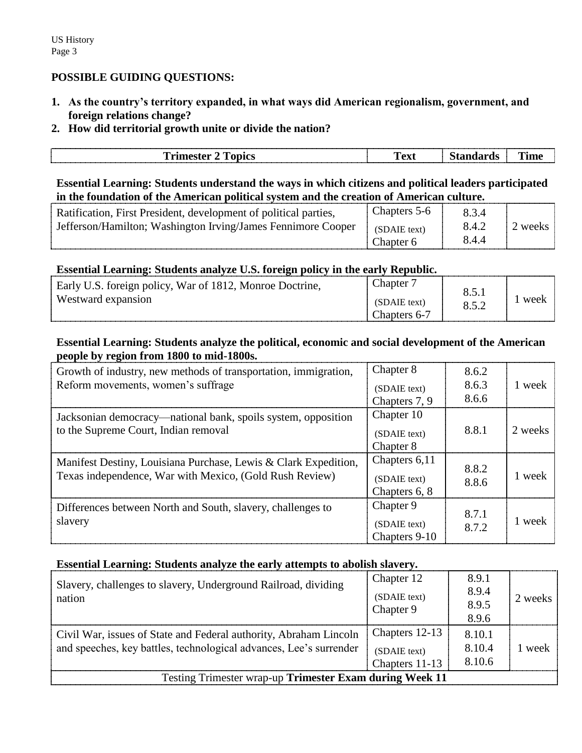## POSSIBLE GUIDING QUESTIONS:

1. **As the country's territory expanded, in what ways did American regionalism, government, and foreign relations change?**
2. **How did territorial growth unite or divide the nation?**

| Trimester 2 Topics | Text | Standards | Time |
|---|---|---|---|

**Essential Learning: Students understand the ways in which citizens and political leaders participated in the foundation of the American political system and the creation of American culture.**

| Trimester 2 Topics | Text | Standards | Time |
|---|---|---|---|
| Ratification, First President, development of political parties, Jefferson/Hamilton; Washington Irving/James Fennimore Cooper | Chapters 5-6 (SDAIE text) Chapter 6 | 8.3.4 8.4.2 8.4.4 | 2 weeks |

**Essential Learning: Students analyze U.S. foreign policy in the early Republic.**

| Trimester 2 Topics | Text | Standards | Time |
|---|---|---|---|
| Early U.S. foreign policy, War of 1812, Monroe Doctrine, Westward expansion | Chapter 7 (SDAIE text) Chapters 6-7 | 8.5.1 8.5.2 | 1 week |

**Essential Learning: Students analyze the political, economic and social development of the American people by region from 1800 to mid-1800s.**

| Trimester 2 Topics | Text | Standards | Time |
|---|---|---|---|
| Growth of industry, new methods of transportation, immigration, Reform movements, women's suffrage | Chapter 8 (SDAIE text) Chapters 7, 9 | 8.6.2 8.6.3 8.6.6 | 1 week |
| Jacksonian democracy—national bank, spoils system, opposition to the Supreme Court, Indian removal | Chapter 10 (SDAIE text) Chapter 8 | 8.8.1 | 2 weeks |
| Manifest Destiny, Louisiana Purchase, Lewis & Clark Expedition, Texas independence, War with Mexico, (Gold Rush Review) | Chapters 6,11 (SDAIE text) Chapters 6, 8 | 8.8.2 8.8.6 | 1 week |
| Differences between North and South, slavery, challenges to slavery | Chapter 9 (SDAIE text) Chapters 9-10 | 8.7.1 8.7.2 | 1 week |

**Essential Learning: Students analyze the early attempts to abolish slavery.**

| Trimester 2 Topics | Text | Standards | Time |
|---|---|---|---|
| Slavery, challenges to slavery, Underground Railroad, dividing nation | Chapter 12 (SDAIE text) Chapter 9 | 8.9.1 8.9.4 8.9.5 8.9.6 | 2 weeks |
| Civil War, issues of State and Federal authority, Abraham Lincoln and speeches, key battles, technological advances, Lee's surrender | Chapters 12-13 (SDAIE text) Chapters 11-13 | 8.10.1 8.10.4 8.10.6 | 1 week |
| Testing Trimester wrap-up **Trimester Exam during Week 11** | | | |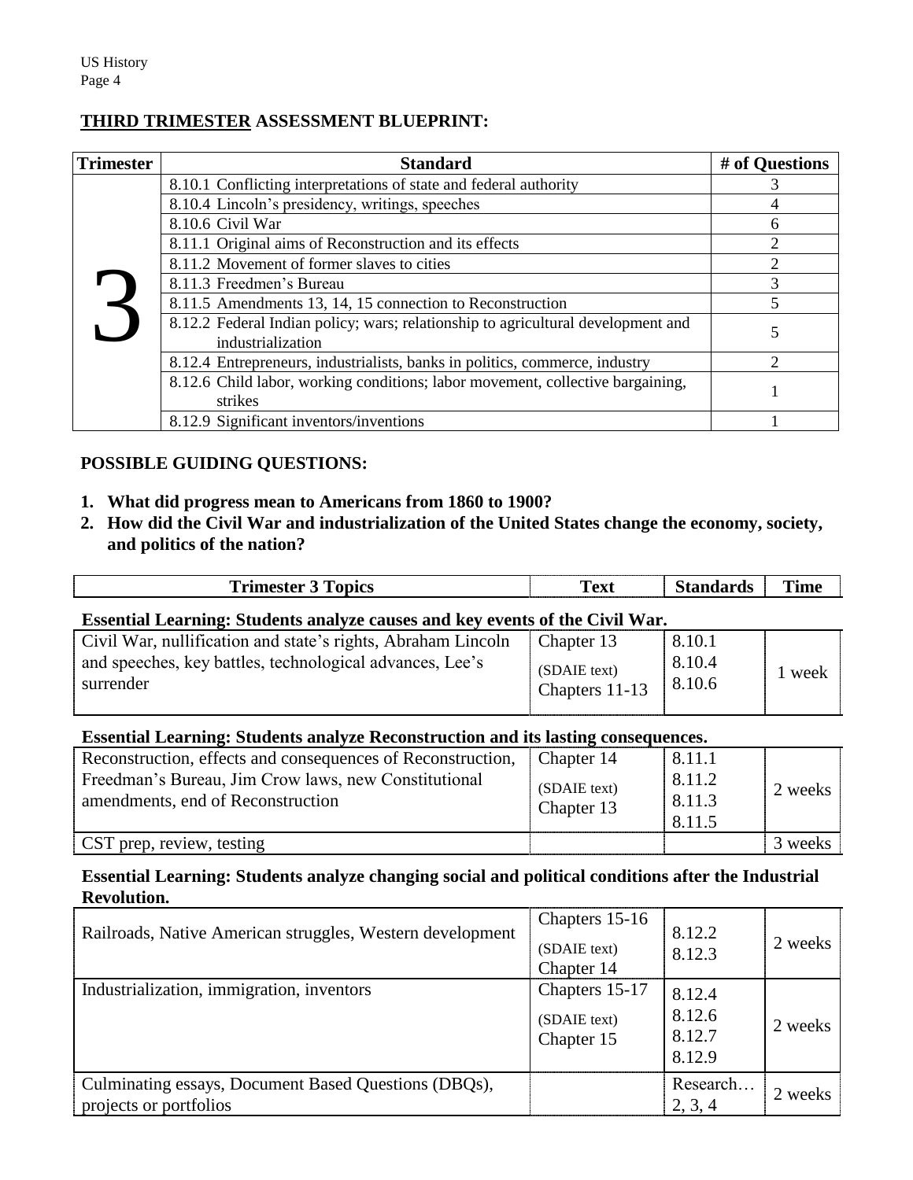## THIRD TRIMESTER ASSESSMENT BLUEPRINT:

| Trimester | Standard | # of Questions |
|---|---|---|
| 3 | 8.10.1 Conflicting interpretations of state and federal authority | 3 |
| | 8.10.4 Lincoln's presidency, writings, speeches | 4 |
| | 8.10.6 Civil War | 6 |
| | 8.11.1 Original aims of Reconstruction and its effects | 2 |
| | 8.11.2 Movement of former slaves to cities | 2 |
| | 8.11.3 Freedmen's Bureau | 3 |
| | 8.11.5 Amendments 13, 14, 15 connection to Reconstruction | 5 |
| | 8.12.2 Federal Indian policy; wars; relationship to agricultural development and industrialization | 5 |
| | 8.12.4 Entrepreneurs, industrialists, banks in politics, commerce, industry | 2 |
| | 8.12.6 Child labor, working conditions; labor movement, collective bargaining, strikes | 1 |
| | 8.12.9 Significant inventors/inventions | 1 |

### POSSIBLE GUIDING QUESTIONS:

1. **What did progress mean to Americans from 1860 to 1900?**
2. **How did the Civil War and industrialization of the United States change the economy, society, and politics of the nation?**

| Trimester 3 Topics | Text | Standards | Time |
|---|---|---|---|
| **Essential Learning: Students analyze causes and key events of the Civil War.** | | | |
| Civil War, nullification and state's rights, Abraham Lincoln and speeches, key battles, technological advances, Lee's surrender | Chapter 13 (SDAIE text) Chapters 11-13 | 8.10.1 8.10.4 8.10.6 | 1 week |
| **Essential Learning: Students analyze Reconstruction and its lasting consequences.** | | | |
| Reconstruction, effects and consequences of Reconstruction, Freedman's Bureau, Jim Crow laws, new Constitutional amendments, end of Reconstruction | Chapter 14 (SDAIE text) Chapter 13 | 8.11.1 8.11.2 8.11.3 8.11.5 | 2 weeks |
| CST prep, review, testing | | | 3 weeks |
| **Essential Learning: Students analyze changing social and political conditions after the Industrial Revolution.** | | | |
| Railroads, Native American struggles, Western development | Chapters 15-16 (SDAIE text) Chapter 14 | 8.12.2 8.12.3 | 2 weeks |
| Industrialization, immigration, inventors | Chapters 15-17 (SDAIE text) Chapter 15 | 8.12.4 8.12.6 8.12.7 8.12.9 | 2 weeks |
| Culminating essays, Document Based Questions (DBQs), projects or portfolios | | Research… 2, 3, 4 | 2 weeks |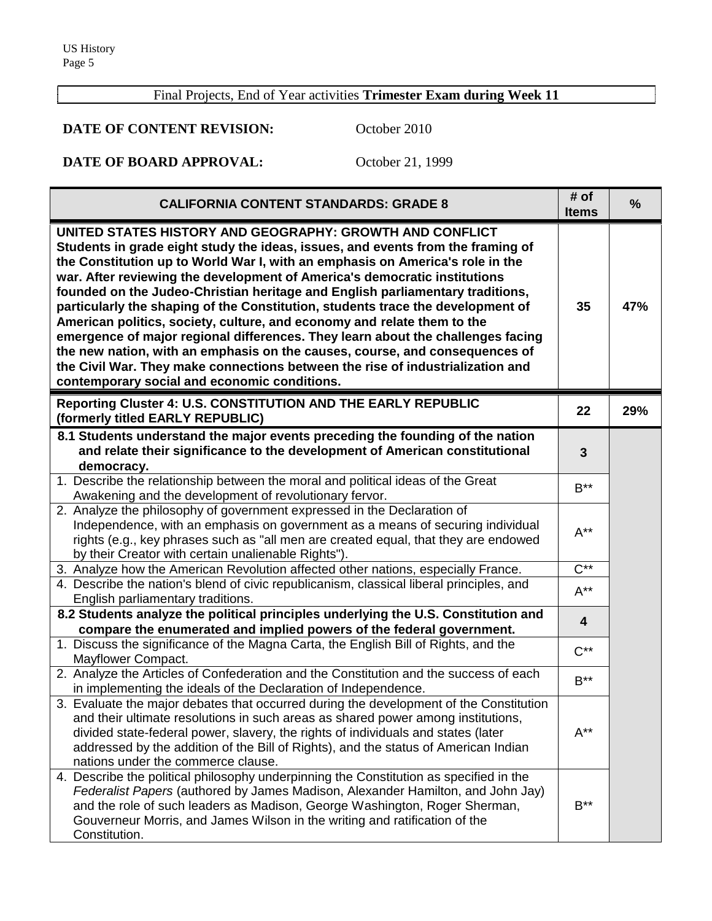Final Projects, End of Year activities **Trimester Exam during Week 11**

**DATE OF CONTENT REVISION:** October 2010

**DATE OF BOARD APPROVAL:** October 21, 1999

| CALIFORNIA CONTENT STANDARDS: GRADE 8 | # of Items | % |
|---|---|---|
| **UNITED STATES HISTORY AND GEOGRAPHY: GROWTH AND CONFLICT Students in grade eight study the ideas, issues, and events from the framing of the Constitution up to World War I, with an emphasis on America's role in the war. After reviewing the development of America's democratic institutions founded on the Judeo-Christian heritage and English parliamentary traditions, particularly the shaping of the Constitution, students trace the development of American politics, society, culture, and economy and relate them to the emergence of major regional differences. They learn about the challenges facing the new nation, with an emphasis on the causes, course, and consequences of the Civil War. They make connections between the rise of industrialization and contemporary social and economic conditions.** | **35** | **47%** |
| **Reporting Cluster 4: U.S. CONSTITUTION AND THE EARLY REPUBLIC (formerly titled EARLY REPUBLIC)** | **22** | **29%** |
| **8.1 Students understand the major events preceding the founding of the nation and relate their significance to the development of American constitutional democracy.** | **3** | |
| 1. Describe the relationship between the moral and political ideas of the Great Awakening and the development of revolutionary fervor. | B** | |
| 2. Analyze the philosophy of government expressed in the Declaration of Independence, with an emphasis on government as a means of securing individual rights (e.g., key phrases such as "all men are created equal, that they are endowed by their Creator with certain unalienable Rights"). | A** | |
| 3. Analyze how the American Revolution affected other nations, especially France. | C** | |
| 4. Describe the nation's blend of civic republicanism, classical liberal principles, and English parliamentary traditions. | A** | |
| **8.2 Students analyze the political principles underlying the U.S. Constitution and compare the enumerated and implied powers of the federal government.** | **4** | |
| 1. Discuss the significance of the Magna Carta, the English Bill of Rights, and the Mayflower Compact. | C** | |
| 2. Analyze the Articles of Confederation and the Constitution and the success of each in implementing the ideals of the Declaration of Independence. | B** | |
| 3. Evaluate the major debates that occurred during the development of the Constitution and their ultimate resolutions in such areas as shared power among institutions, divided state-federal power, slavery, the rights of individuals and states (later addressed by the addition of the Bill of Rights), and the status of American Indian nations under the commerce clause. | A** | |
| 4. Describe the political philosophy underpinning the Constitution as specified in the *Federalist Papers* (authored by James Madison, Alexander Hamilton, and John Jay) and the role of such leaders as Madison, George Washington, Roger Sherman, Gouverneur Morris, and James Wilson in the writing and ratification of the Constitution. | B** | |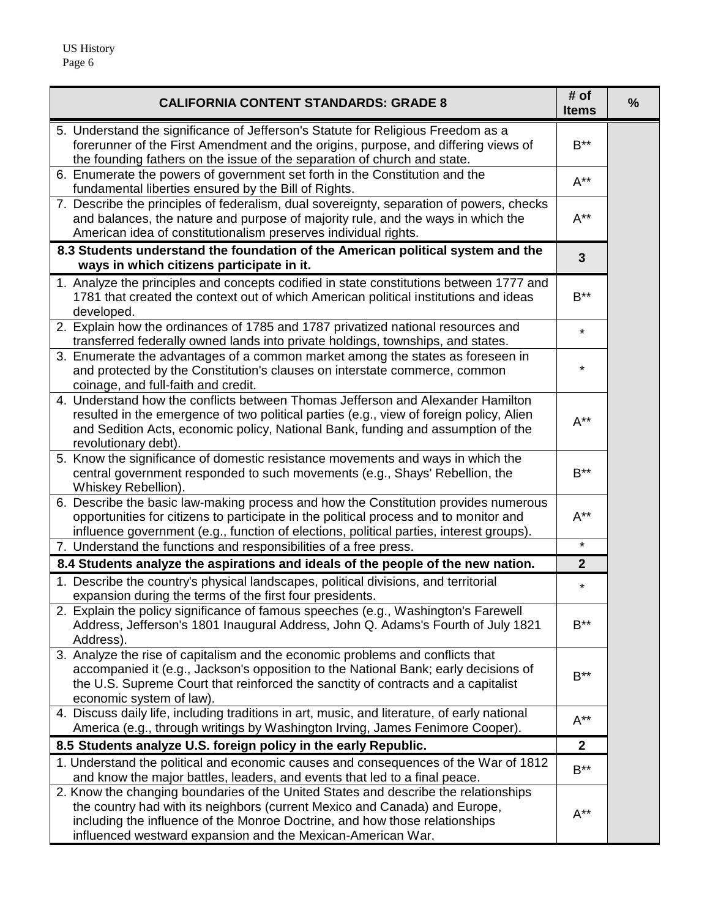| CALIFORNIA CONTENT STANDARDS: GRADE 8 | # of Items | % |
|---|---|---|
| 5. Understand the significance of Jefferson's Statute for Religious Freedom as a forerunner of the First Amendment and the origins, purpose, and differing views of the founding fathers on the issue of the separation of church and state. | B** | |
| 6. Enumerate the powers of government set forth in the Constitution and the fundamental liberties ensured by the Bill of Rights. | A** | |
| 7. Describe the principles of federalism, dual sovereignty, separation of powers, checks and balances, the nature and purpose of majority rule, and the ways in which the American idea of constitutionalism preserves individual rights. | A** | |
| **8.3 Students understand the foundation of the American political system and the ways in which citizens participate in it.** | **3** | |
| 1. Analyze the principles and concepts codified in state constitutions between 1777 and 1781 that created the context out of which American political institutions and ideas developed. | B** | |
| 2. Explain how the ordinances of 1785 and 1787 privatized national resources and transferred federally owned lands into private holdings, townships, and states. | * | |
| 3. Enumerate the advantages of a common market among the states as foreseen in and protected by the Constitution's clauses on interstate commerce, common coinage, and full-faith and credit. | * | |
| 4. Understand how the conflicts between Thomas Jefferson and Alexander Hamilton resulted in the emergence of two political parties (e.g., view of foreign policy, Alien and Sedition Acts, economic policy, National Bank, funding and assumption of the revolutionary debt). | A** | |
| 5. Know the significance of domestic resistance movements and ways in which the central government responded to such movements (e.g., Shays' Rebellion, the Whiskey Rebellion). | B** | |
| 6. Describe the basic law-making process and how the Constitution provides numerous opportunities for citizens to participate in the political process and to monitor and influence government (e.g., function of elections, political parties, interest groups). | A** | |
| 7. Understand the functions and responsibilities of a free press. | * | |
| **8.4 Students analyze the aspirations and ideals of the people of the new nation.** | **2** | |
| 1. Describe the country's physical landscapes, political divisions, and territorial expansion during the terms of the first four presidents. | * | |
| 2. Explain the policy significance of famous speeches (e.g., Washington's Farewell Address, Jefferson's 1801 Inaugural Address, John Q. Adams's Fourth of July 1821 Address). | B** | |
| 3. Analyze the rise of capitalism and the economic problems and conflicts that accompanied it (e.g., Jackson's opposition to the National Bank; early decisions of the U.S. Supreme Court that reinforced the sanctity of contracts and a capitalist economic system of law). | B** | |
| 4. Discuss daily life, including traditions in art, music, and literature, of early national America (e.g., through writings by Washington Irving, James Fenimore Cooper). | A** | |
| **8.5 Students analyze U.S. foreign policy in the early Republic.** | **2** | |
| 1. Understand the political and economic causes and consequences of the War of 1812 and know the major battles, leaders, and events that led to a final peace. | B** | |
| 2. Know the changing boundaries of the United States and describe the relationships the country had with its neighbors (current Mexico and Canada) and Europe, including the influence of the Monroe Doctrine, and how those relationships influenced westward expansion and the Mexican-American War. | A** | |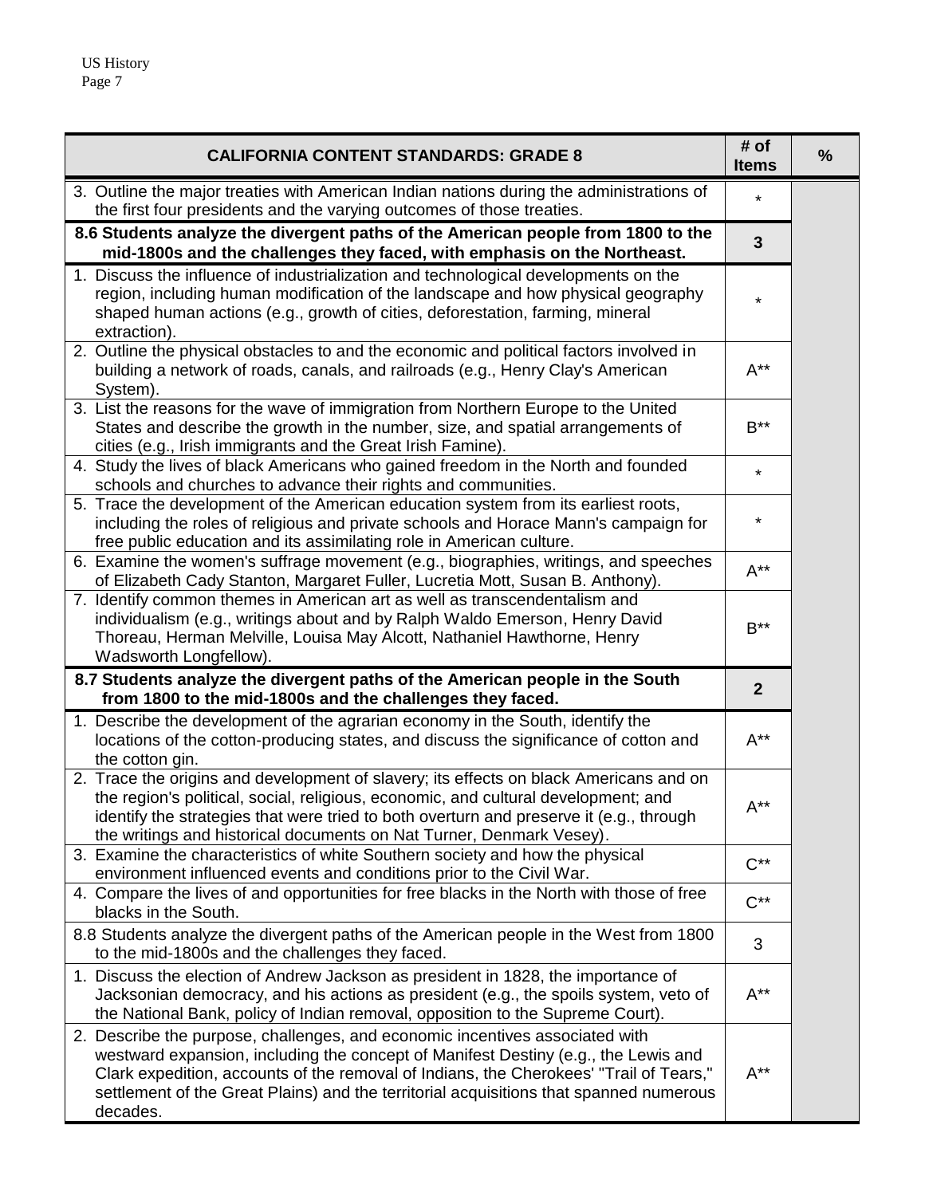| CALIFORNIA CONTENT STANDARDS: GRADE 8 | # of Items | % |
|---|---|---|
| 3. Outline the major treaties with American Indian nations during the administrations of the first four presidents and the varying outcomes of those treaties. | * | |
| **8.6 Students analyze the divergent paths of the American people from 1800 to the mid-1800s and the challenges they faced, with emphasis on the Northeast.** | **3** | |
| 1. Discuss the influence of industrialization and technological developments on the region, including human modification of the landscape and how physical geography shaped human actions (e.g., growth of cities, deforestation, farming, mineral extraction). | * | |
| 2. Outline the physical obstacles to and the economic and political factors involved in building a network of roads, canals, and railroads (e.g., Henry Clay's American System). | A** | |
| 3. List the reasons for the wave of immigration from Northern Europe to the United States and describe the growth in the number, size, and spatial arrangements of cities (e.g., Irish immigrants and the Great Irish Famine). | B** | |
| 4. Study the lives of black Americans who gained freedom in the North and founded schools and churches to advance their rights and communities. | * | |
| 5. Trace the development of the American education system from its earliest roots, including the roles of religious and private schools and Horace Mann's campaign for free public education and its assimilating role in American culture. | * | |
| 6. Examine the women's suffrage movement (e.g., biographies, writings, and speeches of Elizabeth Cady Stanton, Margaret Fuller, Lucretia Mott, Susan B. Anthony). | A** | |
| 7. Identify common themes in American art as well as transcendentalism and individualism (e.g., writings about and by Ralph Waldo Emerson, Henry David Thoreau, Herman Melville, Louisa May Alcott, Nathaniel Hawthorne, Henry Wadsworth Longfellow). | B** | |
| **8.7 Students analyze the divergent paths of the American people in the South from 1800 to the mid-1800s and the challenges they faced.** | **2** | |
| 1. Describe the development of the agrarian economy in the South, identify the locations of the cotton-producing states, and discuss the significance of cotton and the cotton gin. | A** | |
| 2. Trace the origins and development of slavery; its effects on black Americans and on the region's political, social, religious, economic, and cultural development; and identify the strategies that were tried to both overturn and preserve it (e.g., through the writings and historical documents on Nat Turner, Denmark Vesey). | A** | |
| 3. Examine the characteristics of white Southern society and how the physical environment influenced events and conditions prior to the Civil War. | C** | |
| 4. Compare the lives of and opportunities for free blacks in the North with those of free blacks in the South. | C** | |
| 8.8 Students analyze the divergent paths of the American people in the West from 1800 to the mid-1800s and the challenges they faced. | 3 | |
| 1. Discuss the election of Andrew Jackson as president in 1828, the importance of Jacksonian democracy, and his actions as president (e.g., the spoils system, veto of the National Bank, policy of Indian removal, opposition to the Supreme Court). | A** | |
| 2. Describe the purpose, challenges, and economic incentives associated with westward expansion, including the concept of Manifest Destiny (e.g., the Lewis and Clark expedition, accounts of the removal of Indians, the Cherokees' "Trail of Tears," settlement of the Great Plains) and the territorial acquisitions that spanned numerous decades. | A** | |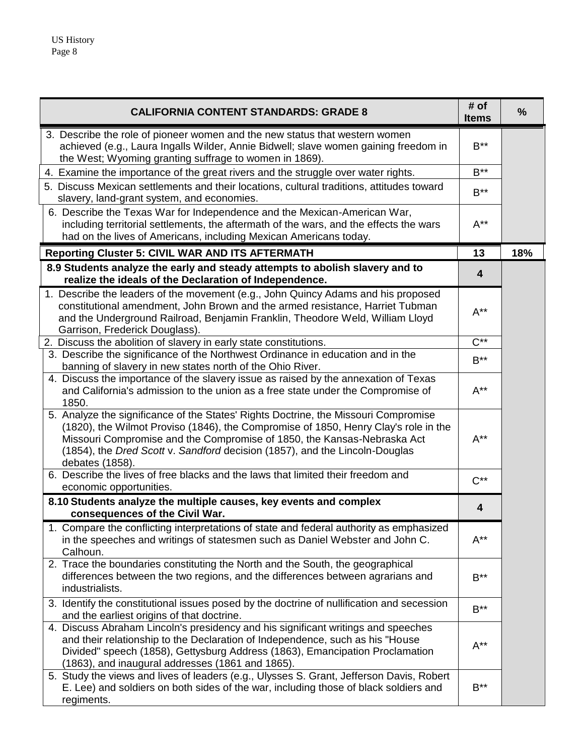| CALIFORNIA CONTENT STANDARDS: GRADE 8 | # of Items | % |
|---|---|---|
| 3. Describe the role of pioneer women and the new status that western women achieved (e.g., Laura Ingalls Wilder, Annie Bidwell; slave women gaining freedom in the West; Wyoming granting suffrage to women in 1869). | B** | |
| 4. Examine the importance of the great rivers and the struggle over water rights. | B** | |
| 5. Discuss Mexican settlements and their locations, cultural traditions, attitudes toward slavery, land-grant system, and economies. | B** | |
| 6. Describe the Texas War for Independence and the Mexican-American War, including territorial settlements, the aftermath of the wars, and the effects the wars had on the lives of Americans, including Mexican Americans today. | A** | |
| **Reporting Cluster 5: CIVIL WAR AND ITS AFTERMATH** | **13** | **18%** |
| **8.9 Students analyze the early and steady attempts to abolish slavery and to realize the ideals of the Declaration of Independence.** | **4** | |
| 1. Describe the leaders of the movement (e.g., John Quincy Adams and his proposed constitutional amendment, John Brown and the armed resistance, Harriet Tubman and the Underground Railroad, Benjamin Franklin, Theodore Weld, William Lloyd Garrison, Frederick Douglass). | A** | |
| 2. Discuss the abolition of slavery in early state constitutions. | C** | |
| 3. Describe the significance of the Northwest Ordinance in education and in the banning of slavery in new states north of the Ohio River. | B** | |
| 4. Discuss the importance of the slavery issue as raised by the annexation of Texas and California's admission to the union as a free state under the Compromise of 1850. | A** | |
| 5. Analyze the significance of the States' Rights Doctrine, the Missouri Compromise (1820), the Wilmot Proviso (1846), the Compromise of 1850, Henry Clay's role in the Missouri Compromise and the Compromise of 1850, the Kansas-Nebraska Act (1854), the *Dred Scott* v. *Sandford* decision (1857), and the Lincoln-Douglas debates (1858). | A** | |
| 6. Describe the lives of free blacks and the laws that limited their freedom and economic opportunities. | C** | |
| **8.10 Students analyze the multiple causes, key events and complex consequences of the Civil War.** | **4** | |
| 1. Compare the conflicting interpretations of state and federal authority as emphasized in the speeches and writings of statesmen such as Daniel Webster and John C. Calhoun. | A** | |
| 2. Trace the boundaries constituting the North and the South, the geographical differences between the two regions, and the differences between agrarians and industrialists. | B** | |
| 3. Identify the constitutional issues posed by the doctrine of nullification and secession and the earliest origins of that doctrine. | B** | |
| 4. Discuss Abraham Lincoln's presidency and his significant writings and speeches and their relationship to the Declaration of Independence, such as his "House Divided" speech (1858), Gettysburg Address (1863), Emancipation Proclamation (1863), and inaugural addresses (1861 and 1865). | A** | |
| 5. Study the views and lives of leaders (e.g., Ulysses S. Grant, Jefferson Davis, Robert E. Lee) and soldiers on both sides of the war, including those of black soldiers and regiments. | B** | |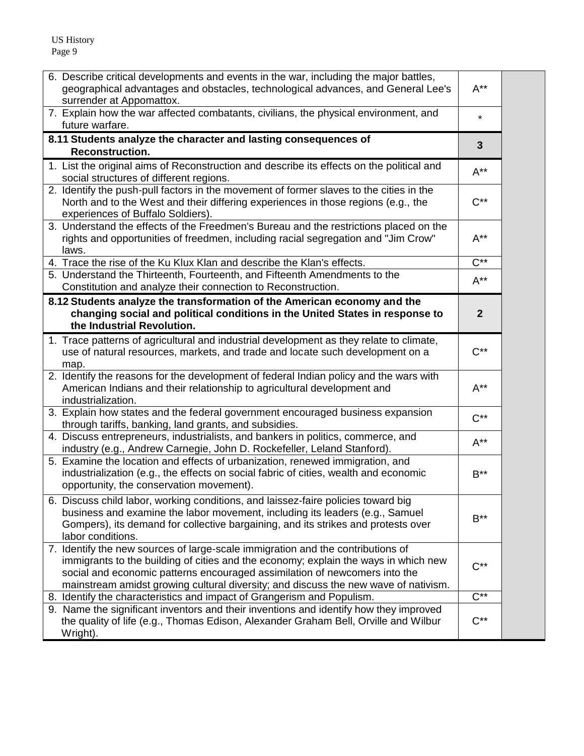| | | |
|---|---|---|
| 6. Describe critical developments and events in the war, including the major battles, geographical advantages and obstacles, technological advances, and General Lee's surrender at Appomattox. | A** | |
| 7. Explain how the war affected combatants, civilians, the physical environment, and future warfare. | * | |
| **8.11 Students analyze the character and lasting consequences of Reconstruction.** | **3** | |
| 1. List the original aims of Reconstruction and describe its effects on the political and social structures of different regions. | A** | |
| 2. Identify the push-pull factors in the movement of former slaves to the cities in the North and to the West and their differing experiences in those regions (e.g., the experiences of Buffalo Soldiers). | C** | |
| 3. Understand the effects of the Freedmen's Bureau and the restrictions placed on the rights and opportunities of freedmen, including racial segregation and "Jim Crow" laws. | A** | |
| 4. Trace the rise of the Ku Klux Klan and describe the Klan's effects. | C** | |
| 5. Understand the Thirteenth, Fourteenth, and Fifteenth Amendments to the Constitution and analyze their connection to Reconstruction. | A** | |
| **8.12 Students analyze the transformation of the American economy and the changing social and political conditions in the United States in response to the Industrial Revolution.** | **2** | |
| 1. Trace patterns of agricultural and industrial development as they relate to climate, use of natural resources, markets, and trade and locate such development on a map. | C** | |
| 2. Identify the reasons for the development of federal Indian policy and the wars with American Indians and their relationship to agricultural development and industrialization. | A** | |
| 3. Explain how states and the federal government encouraged business expansion through tariffs, banking, land grants, and subsidies. | C** | |
| 4. Discuss entrepreneurs, industrialists, and bankers in politics, commerce, and industry (e.g., Andrew Carnegie, John D. Rockefeller, Leland Stanford). | A** | |
| 5. Examine the location and effects of urbanization, renewed immigration, and industrialization (e.g., the effects on social fabric of cities, wealth and economic opportunity, the conservation movement). | B** | |
| 6. Discuss child labor, working conditions, and laissez-faire policies toward big business and examine the labor movement, including its leaders (e.g., Samuel Gompers), its demand for collective bargaining, and its strikes and protests over labor conditions. | B** | |
| 7. Identify the new sources of large-scale immigration and the contributions of immigrants to the building of cities and the economy; explain the ways in which new social and economic patterns encouraged assimilation of newcomers into the mainstream amidst growing cultural diversity; and discuss the new wave of nativism. | C** | |
| 8. Identify the characteristics and impact of Grangerism and Populism. | C** | |
| 9. Name the significant inventors and their inventions and identify how they improved the quality of life (e.g., Thomas Edison, Alexander Graham Bell, Orville and Wilbur Wright). | C** | |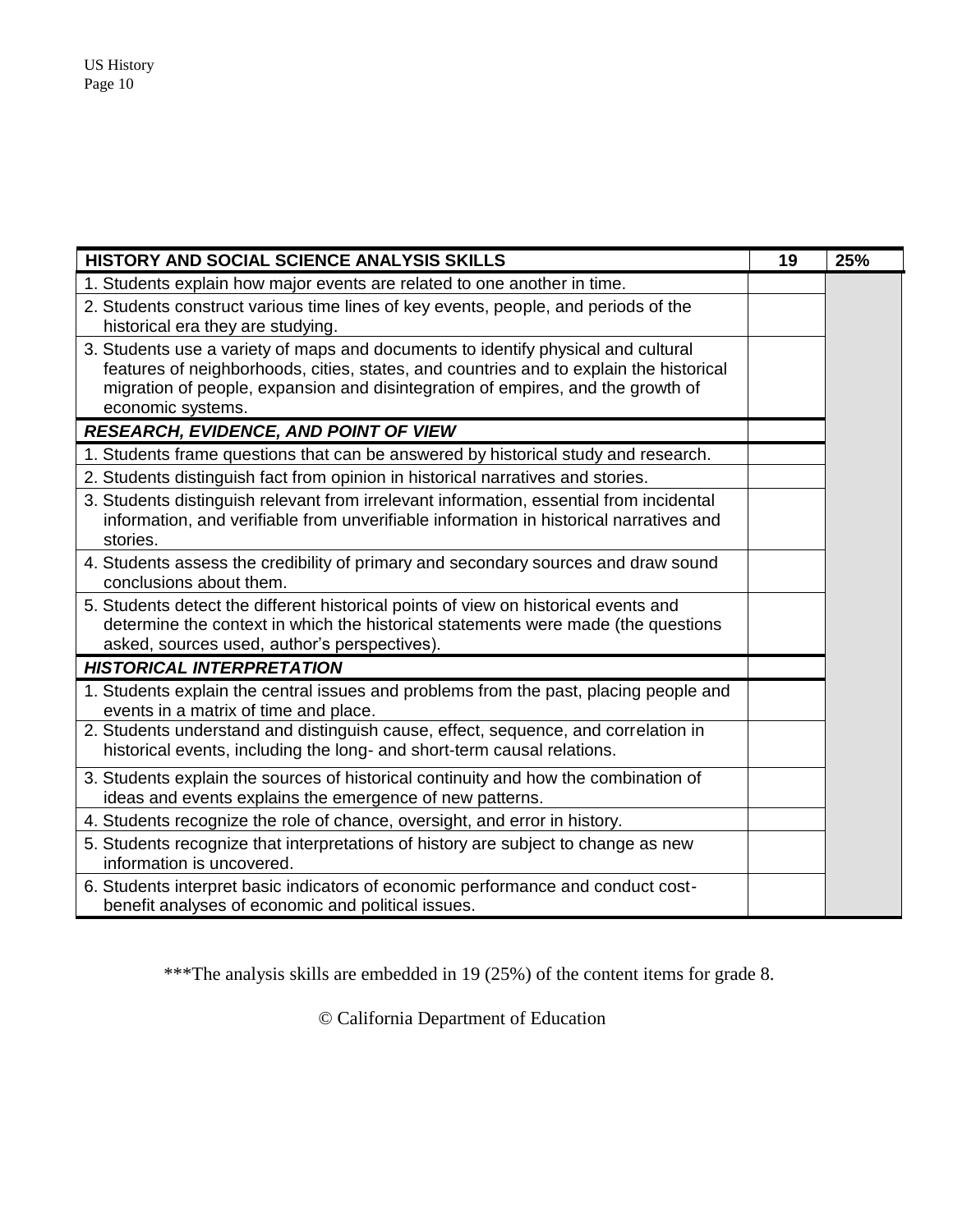| HISTORY AND SOCIAL SCIENCE ANALYSIS SKILLS | 19 | 25% |
|---|---|---|
| 1. Students explain how major events are related to one another in time. | | |
| 2. Students construct various time lines of key events, people, and periods of the historical era they are studying. | | |
| 3. Students use a variety of maps and documents to identify physical and cultural features of neighborhoods, cities, states, and countries and to explain the historical migration of people, expansion and disintegration of empires, and the growth of economic systems. | | |
| ***RESEARCH, EVIDENCE, AND POINT OF VIEW*** | | |
| 1. Students frame questions that can be answered by historical study and research. | | |
| 2. Students distinguish fact from opinion in historical narratives and stories. | | |
| 3. Students distinguish relevant from irrelevant information, essential from incidental information, and verifiable from unverifiable information in historical narratives and stories. | | |
| 4. Students assess the credibility of primary and secondary sources and draw sound conclusions about them. | | |
| 5. Students detect the different historical points of view on historical events and determine the context in which the historical statements were made (the questions asked, sources used, author's perspectives). | | |
| ***HISTORICAL INTERPRETATION*** | | |
| 1. Students explain the central issues and problems from the past, placing people and events in a matrix of time and place. | | |
| 2. Students understand and distinguish cause, effect, sequence, and correlation in historical events, including the long- and short-term causal relations. | | |
| 3. Students explain the sources of historical continuity and how the combination of ideas and events explains the emergence of new patterns. | | |
| 4. Students recognize the role of chance, oversight, and error in history. | | |
| 5. Students recognize that interpretations of history are subject to change as new information is uncovered. | | |
| 6. Students interpret basic indicators of economic performance and conduct cost-benefit analyses of economic and political issues. | | |

***The analysis skills are embedded in 19 (25%) of the content items for grade 8.

© California Department of Education